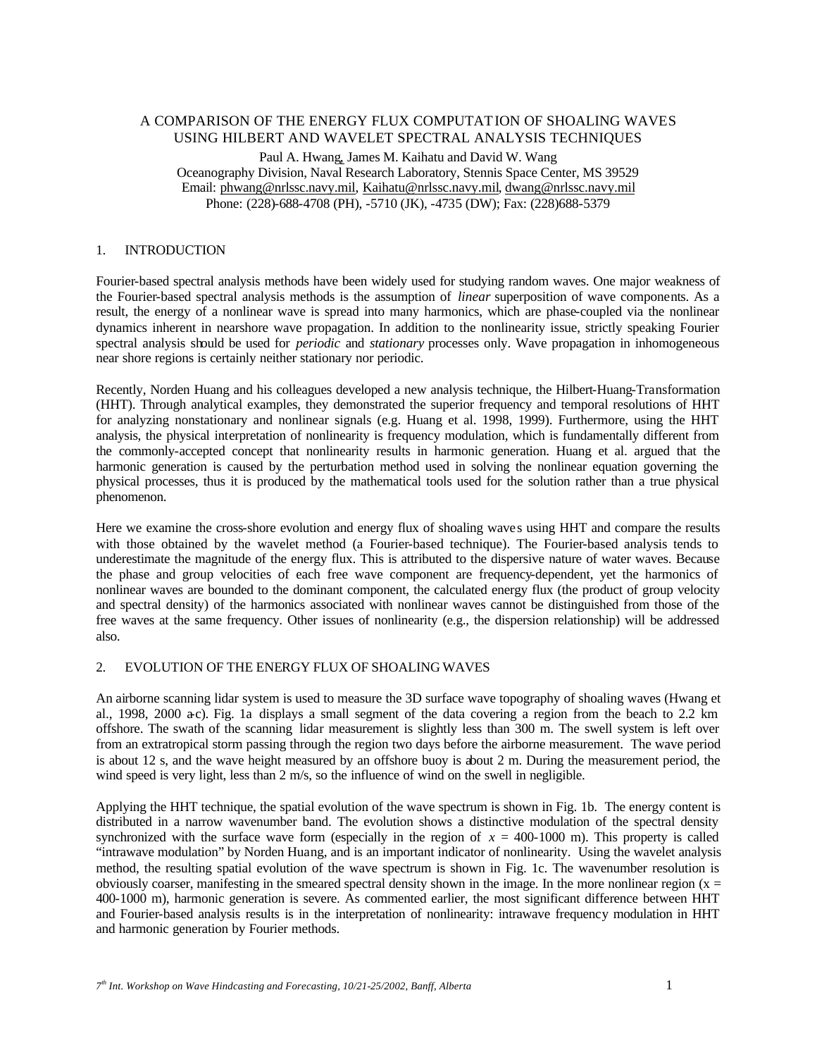# A COMPARISON OF THE ENERGY FLUX COMPUTATION OF SHOALING WAVES USING HILBERT AND WAVELET SPECTRAL ANALYSIS TECHNIQUES

Paul A. Hwang, James M. Kaihatu and David W. Wang
Oceanography Division, Naval Research Laboratory, Stennis Space Center, MS 39529
Email: phwang@nrlssc.navy.mil, Kaihatu@nrlssc.navy.mil, dwang@nrlssc.navy.mil
Phone: (228)-688-4708 (PH), -5710 (JK), -4735 (DW); Fax: (228)688-5379

## 1. INTRODUCTION

Fourier-based spectral analysis methods have been widely used for studying random waves. One major weakness of the Fourier-based spectral analysis methods is the assumption of *linear* superposition of wave components. As a result, the energy of a nonlinear wave is spread into many harmonics, which are phase-coupled via the nonlinear dynamics inherent in nearshore wave propagation. In addition to the nonlinearity issue, strictly speaking Fourier spectral analysis should be used for *periodic* and *stationary* processes only. Wave propagation in inhomogeneous near shore regions is certainly neither stationary nor periodic.

Recently, Norden Huang and his colleagues developed a new analysis technique, the Hilbert-Huang-Transformation (HHT). Through analytical examples, they demonstrated the superior frequency and temporal resolutions of HHT for analyzing nonstationary and nonlinear signals (e.g. Huang et al. 1998, 1999). Furthermore, using the HHT analysis, the physical interpretation of nonlinearity is frequency modulation, which is fundamentally different from the commonly-accepted concept that nonlinearity results in harmonic generation. Huang et al. argued that the harmonic generation is caused by the perturbation method used in solving the nonlinear equation governing the physical processes, thus it is produced by the mathematical tools used for the solution rather than a true physical phenomenon.

Here we examine the cross-shore evolution and energy flux of shoaling waves using HHT and compare the results with those obtained by the wavelet method (a Fourier-based technique). The Fourier-based analysis tends to underestimate the magnitude of the energy flux. This is attributed to the dispersive nature of water waves. Because the phase and group velocities of each free wave component are frequency-dependent, yet the harmonics of nonlinear waves are bounded to the dominant component, the calculated energy flux (the product of group velocity and spectral density) of the harmonics associated with nonlinear waves cannot be distinguished from those of the free waves at the same frequency. Other issues of nonlinearity (e.g., the dispersion relationship) will be addressed also.

## 2. EVOLUTION OF THE ENERGY FLUX OF SHOALING WAVES

An airborne scanning lidar system is used to measure the 3D surface wave topography of shoaling waves (Hwang et al., 1998, 2000 a-c). Fig. 1a displays a small segment of the data covering a region from the beach to 2.2 km offshore. The swath of the scanning lidar measurement is slightly less than 300 m. The swell system is left over from an extratropical storm passing through the region two days before the airborne measurement. The wave period is about 12 s, and the wave height measured by an offshore buoy is about 2 m. During the measurement period, the wind speed is very light, less than 2 m/s, so the influence of wind on the swell in negligible.

Applying the HHT technique, the spatial evolution of the wave spectrum is shown in Fig. 1b. The energy content is distributed in a narrow wavenumber band. The evolution shows a distinctive modulation of the spectral density synchronized with the surface wave form (especially in the region of $x$ = 400-1000 m). This property is called "intrawave modulation" by Norden Huang, and is an important indicator of nonlinearity. Using the wavelet analysis method, the resulting spatial evolution of the wave spectrum is shown in Fig. 1c. The wavenumber resolution is obviously coarser, manifesting in the smeared spectral density shown in the image. In the more nonlinear region ($x$ = 400-1000 m), harmonic generation is severe. As commented earlier, the most significant difference between HHT and Fourier-based analysis results is in the interpretation of nonlinearity: intrawave frequency modulation in HHT and harmonic generation by Fourier methods.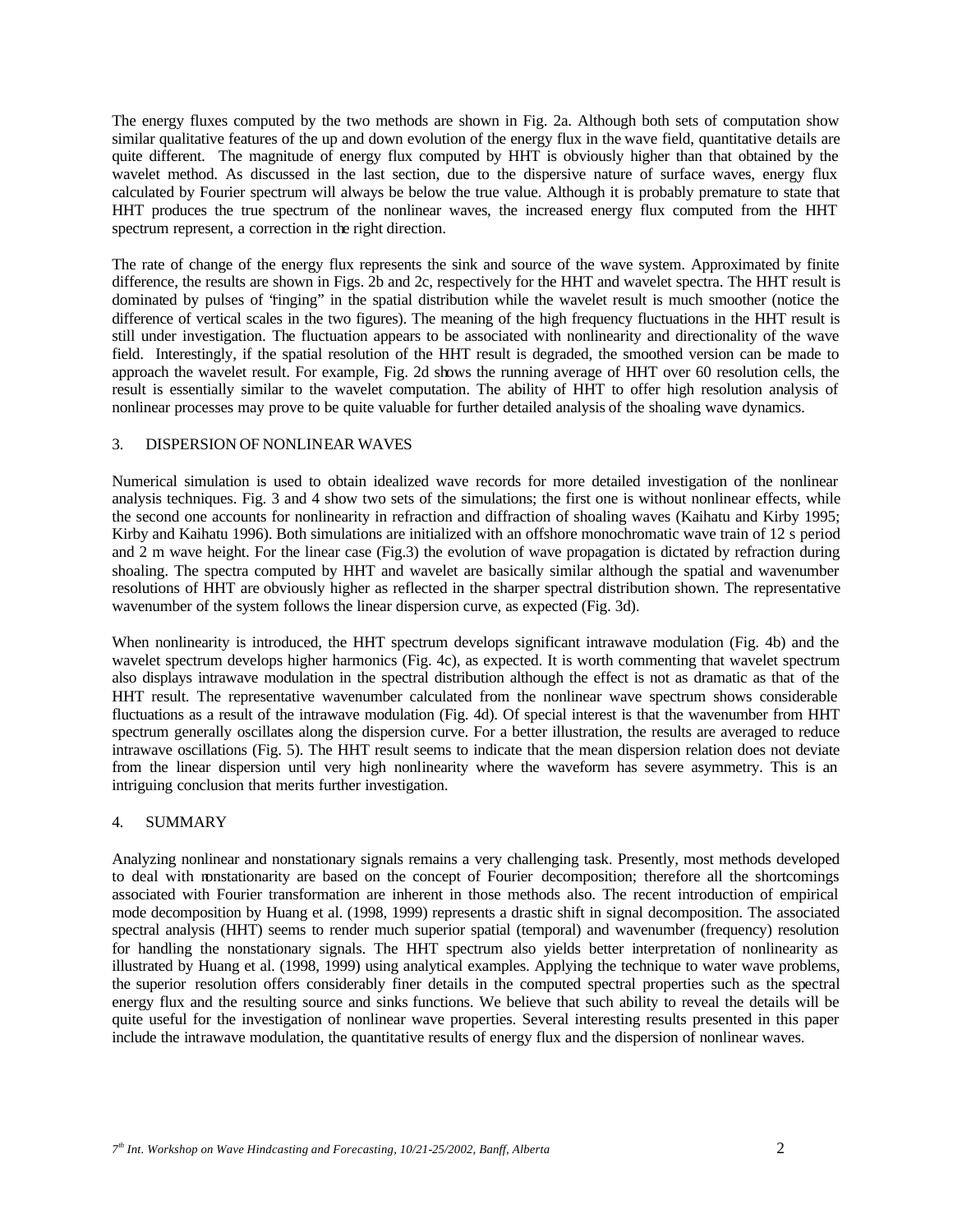The energy fluxes computed by the two methods are shown in Fig. 2a. Although both sets of computation show similar qualitative features of the up and down evolution of the energy flux in the wave field, quantitative details are quite different. The magnitude of energy flux computed by HHT is obviously higher than that obtained by the wavelet method. As discussed in the last section, due to the dispersive nature of surface waves, energy flux calculated by Fourier spectrum will always be below the true value. Although it is probably premature to state that HHT produces the true spectrum of the nonlinear waves, the increased energy flux computed from the HHT spectrum represent, a correction in the right direction.

The rate of change of the energy flux represents the sink and source of the wave system. Approximated by finite difference, the results are shown in Figs. 2b and 2c, respectively for the HHT and wavelet spectra. The HHT result is dominated by pulses of "ringing" in the spatial distribution while the wavelet result is much smoother (notice the difference of vertical scales in the two figures). The meaning of the high frequency fluctuations in the HHT result is still under investigation. The fluctuation appears to be associated with nonlinearity and directionality of the wave field. Interestingly, if the spatial resolution of the HHT result is degraded, the smoothed version can be made to approach the wavelet result. For example, Fig. 2d shows the running average of HHT over 60 resolution cells, the result is essentially similar to the wavelet computation. The ability of HHT to offer high resolution analysis of nonlinear processes may prove to be quite valuable for further detailed analysis of the shoaling wave dynamics.

## 3. DISPERSION OF NONLINEAR WAVES

Numerical simulation is used to obtain idealized wave records for more detailed investigation of the nonlinear analysis techniques. Fig. 3 and 4 show two sets of the simulations; the first one is without nonlinear effects, while the second one accounts for nonlinearity in refraction and diffraction of shoaling waves (Kaihatu and Kirby 1995; Kirby and Kaihatu 1996). Both simulations are initialized with an offshore monochromatic wave train of 12 s period and 2 m wave height. For the linear case (Fig.3) the evolution of wave propagation is dictated by refraction during shoaling. The spectra computed by HHT and wavelet are basically similar although the spatial and wavenumber resolutions of HHT are obviously higher as reflected in the sharper spectral distribution shown. The representative wavenumber of the system follows the linear dispersion curve, as expected (Fig. 3d).

When nonlinearity is introduced, the HHT spectrum develops significant intrawave modulation (Fig. 4b) and the wavelet spectrum develops higher harmonics (Fig. 4c), as expected. It is worth commenting that wavelet spectrum also displays intrawave modulation in the spectral distribution although the effect is not as dramatic as that of the HHT result. The representative wavenumber calculated from the nonlinear wave spectrum shows considerable fluctuations as a result of the intrawave modulation (Fig. 4d). Of special interest is that the wavenumber from HHT spectrum generally oscillates along the dispersion curve. For a better illustration, the results are averaged to reduce intrawave oscillations (Fig. 5). The HHT result seems to indicate that the mean dispersion relation does not deviate from the linear dispersion until very high nonlinearity where the waveform has severe asymmetry. This is an intriguing conclusion that merits further investigation.

## 4. SUMMARY

Analyzing nonlinear and nonstationary signals remains a very challenging task. Presently, most methods developed to deal with nonstationarity are based on the concept of Fourier decomposition; therefore all the shortcomings associated with Fourier transformation are inherent in those methods also. The recent introduction of empirical mode decomposition by Huang et al. (1998, 1999) represents a drastic shift in signal decomposition. The associated spectral analysis (HHT) seems to render much superior spatial (temporal) and wavenumber (frequency) resolution for handling the nonstationary signals. The HHT spectrum also yields better interpretation of nonlinearity as illustrated by Huang et al. (1998, 1999) using analytical examples. Applying the technique to water wave problems, the superior resolution offers considerably finer details in the computed spectral properties such as the spectral energy flux and the resulting source and sinks functions. We believe that such ability to reveal the details will be quite useful for the investigation of nonlinear wave properties. Several interesting results presented in this paper include the intrawave modulation, the quantitative results of energy flux and the dispersion of nonlinear waves.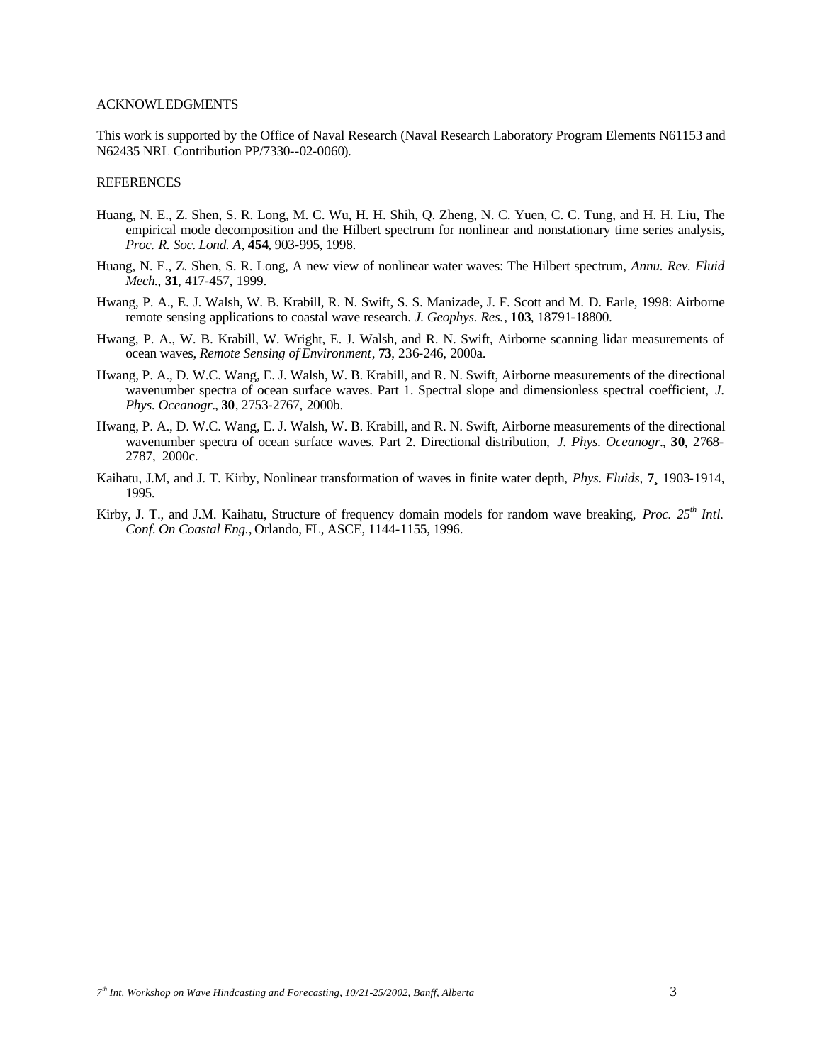## ACKNOWLEDGMENTS

This work is supported by the Office of Naval Research (Naval Research Laboratory Program Elements N61153 and N62435 NRL Contribution PP/7330--02-0060).

## REFERENCES

Huang, N. E., Z. Shen, S. R. Long, M. C. Wu, H. H. Shih, Q. Zheng, N. C. Yuen, C. C. Tung, and H. H. Liu, The empirical mode decomposition and the Hilbert spectrum for nonlinear and nonstationary time series analysis, *Proc. R. Soc. Lond. A*, **454**, 903-995, 1998.

Huang, N. E., Z. Shen, S. R. Long, A new view of nonlinear water waves: The Hilbert spectrum, *Annu. Rev. Fluid Mech.*, **31**, 417-457, 1999.

Hwang, P. A., E. J. Walsh, W. B. Krabill, R. N. Swift, S. S. Manizade, J. F. Scott and M. D. Earle, 1998: Airborne remote sensing applications to coastal wave research. *J. Geophys. Res.*, **103**, 18791-18800.

Hwang, P. A., W. B. Krabill, W. Wright, E. J. Walsh, and R. N. Swift, Airborne scanning lidar measurements of ocean waves, *Remote Sensing of Environment*, **73**, 236-246, 2000a.

Hwang, P. A., D. W.C. Wang, E. J. Walsh, W. B. Krabill, and R. N. Swift, Airborne measurements of the directional wavenumber spectra of ocean surface waves. Part 1. Spectral slope and dimensionless spectral coefficient, *J. Phys. Oceanogr.*, **30**, 2753-2767, 2000b.

Hwang, P. A., D. W.C. Wang, E. J. Walsh, W. B. Krabill, and R. N. Swift, Airborne measurements of the directional wavenumber spectra of ocean surface waves. Part 2. Directional distribution, *J. Phys. Oceanogr.*, **30**, 2768-2787, 2000c.

Kaihatu, J.M, and J. T. Kirby, Nonlinear transformation of waves in finite water depth, *Phys. Fluids*, **7**¸ 1903-1914, 1995.

Kirby, J. T., and J.M. Kaihatu, Structure of frequency domain models for random wave breaking, *Proc. 25th Intl. Conf. On Coastal Eng.*, Orlando, FL, ASCE, 1144-1155, 1996.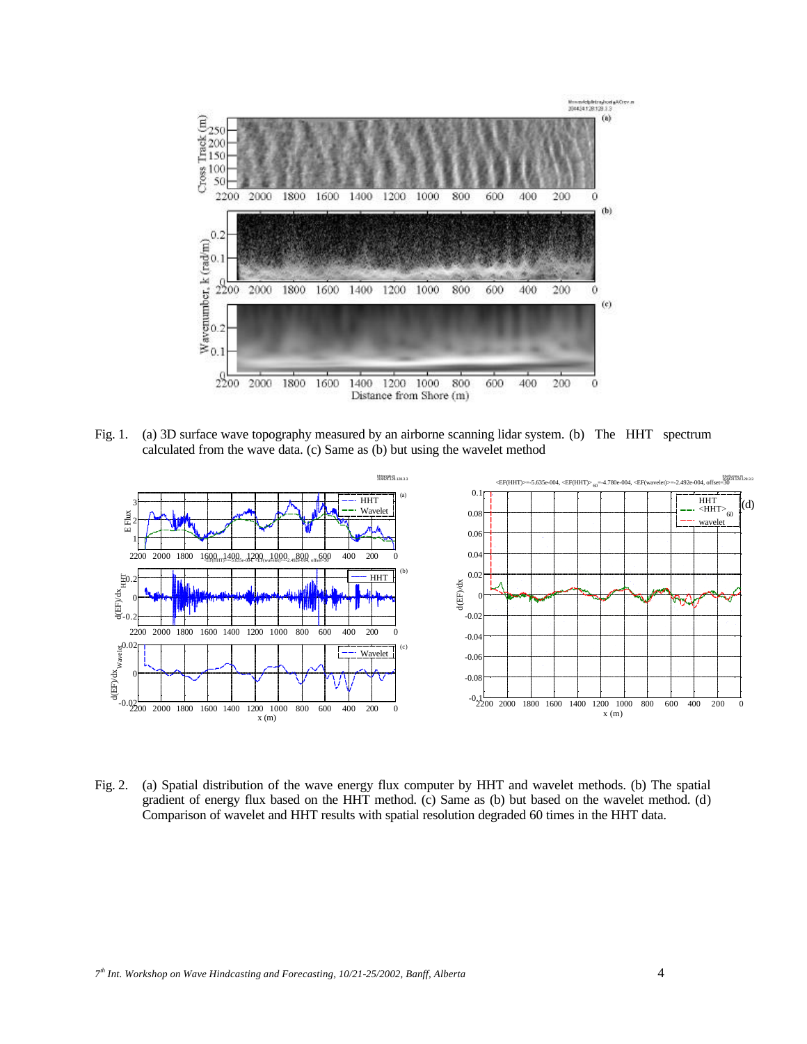Fig. 1. (a) 3D surface wave topography measured by an airborne scanning lidar system. (b) The HHT spectrum calculated from the wave data. (c) Same as (b) but using the wavelet method

Fig. 2. (a) Spatial distribution of the wave energy flux computer by HHT and wavelet methods. (b) The spatial gradient of energy flux based on the HHT method. (c) Same as (b) but based on the wavelet method. (d) Comparison of wavelet and HHT results with spatial resolution degraded 60 times in the HHT data.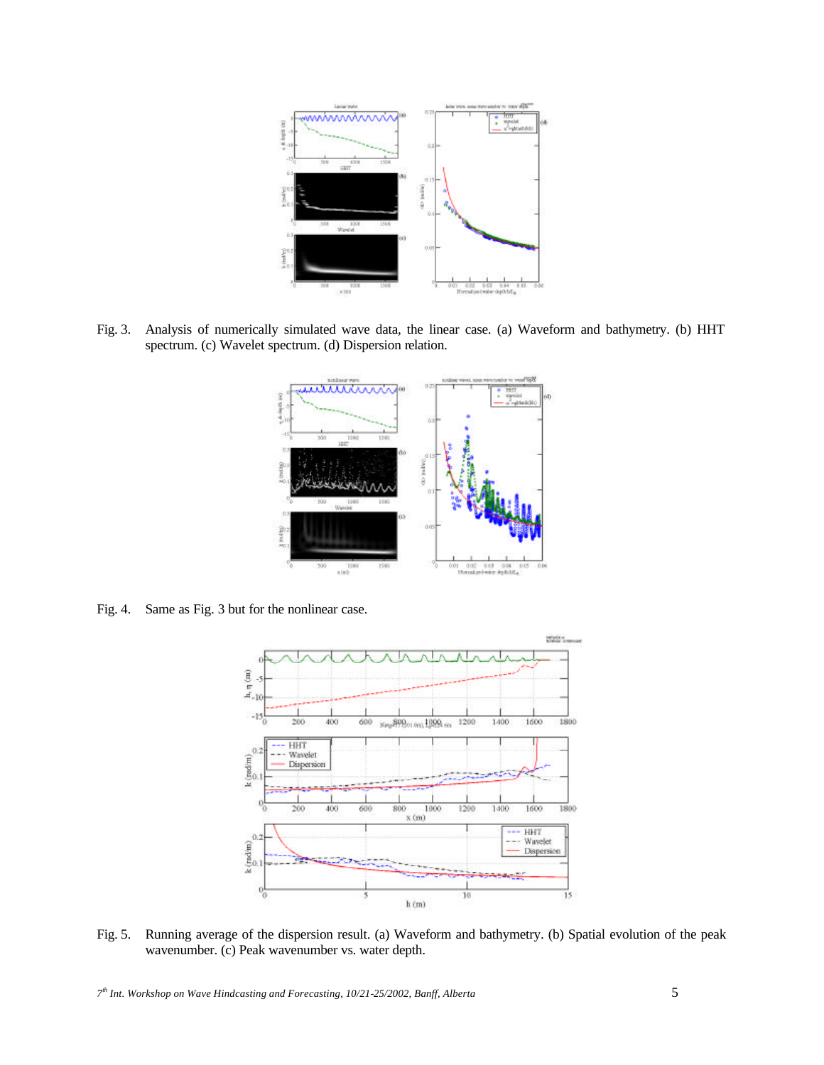Fig. 3. Analysis of numerically simulated wave data, the linear case. (a) Waveform and bathymetry. (b) HHT spectrum. (c) Wavelet spectrum. (d) Dispersion relation.

Fig. 4. Same as Fig. 3 but for the nonlinear case.

Fig. 5. Running average of the dispersion result. (a) Waveform and bathymetry. (b) Spatial evolution of the peak wavenumber. (c) Peak wavenumber vs. water depth.